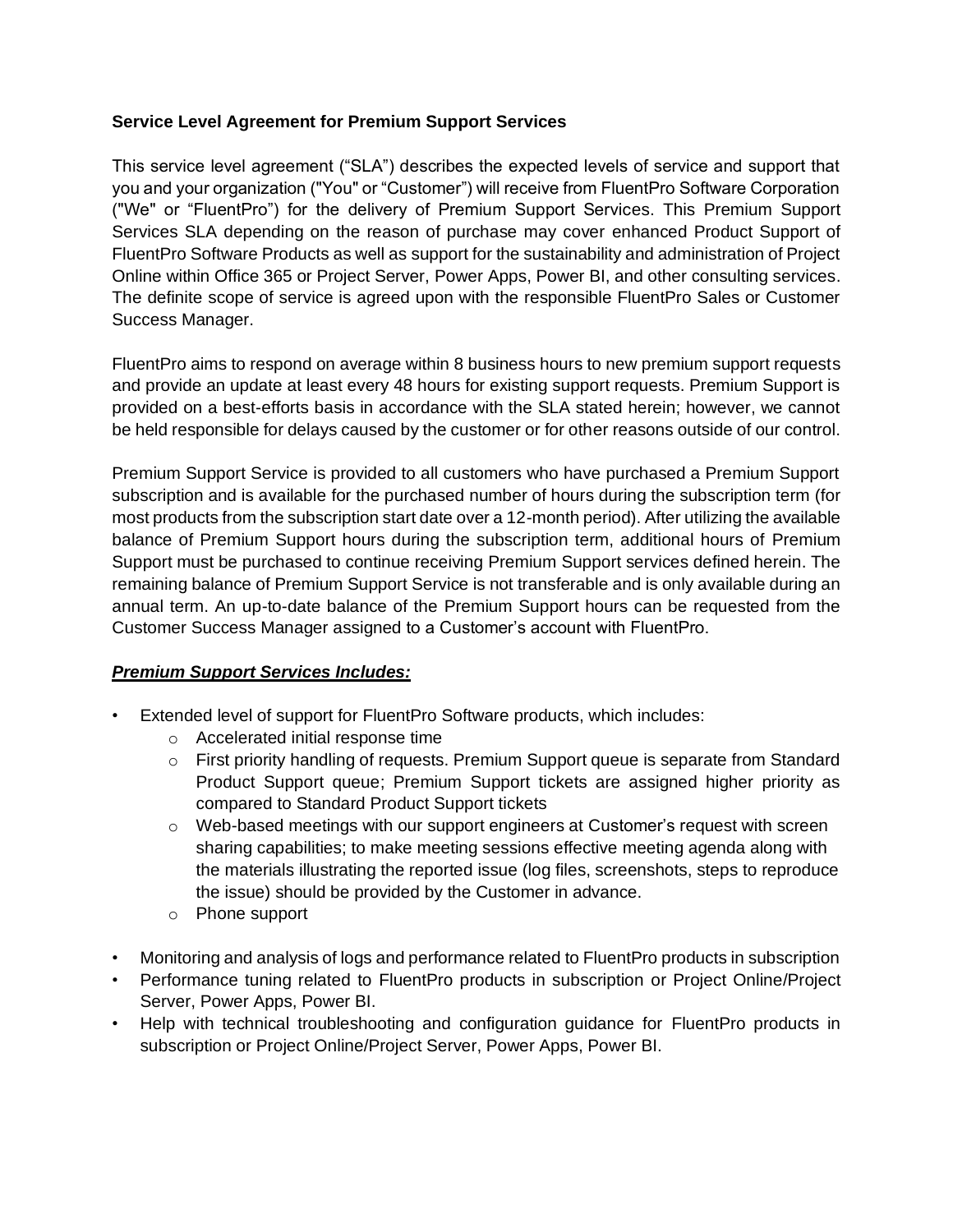**Service Level Agreement for Premium Support Services**

This service level agreement ("SLA") describes the expected levels of service and support that you and your organization ("You" or "Customer") will receive from FluentPro Software Corporation ("We" or "FluentPro") for the delivery of Premium Support Services. This Premium Support Services SLA depending on the reason of purchase may cover enhanced Product Support of FluentPro Software Products as well as support for the sustainability and administration of Project Online within Office 365 or Project Server, Power Apps, Power BI, and other consulting services. The definite scope of service is agreed upon with the responsible FluentPro Sales or Customer Success Manager.

FluentPro aims to respond on average within 8 business hours to new premium support requests and provide an update at least every 48 hours for existing support requests. Premium Support is provided on a best-efforts basis in accordance with the SLA stated herein; however, we cannot be held responsible for delays caused by the customer or for other reasons outside of our control.

Premium Support Service is provided to all customers who have purchased a Premium Support subscription and is available for the purchased number of hours during the subscription term (for most products from the subscription start date over a 12-month period). After utilizing the available balance of Premium Support hours during the subscription term, additional hours of Premium Support must be purchased to continue receiving Premium Support services defined herein. The remaining balance of Premium Support Service is not transferable and is only available during an annual term. An up-to-date balance of the Premium Support hours can be requested from the Customer Success Manager assigned to a Customer's account with FluentPro.

***Premium Support Services Includes:***

- Extended level of support for FluentPro Software products, which includes:
  - Accelerated initial response time
  - First priority handling of requests. Premium Support queue is separate from Standard Product Support queue; Premium Support tickets are assigned higher priority as compared to Standard Product Support tickets
  - Web-based meetings with our support engineers at Customer's request with screen sharing capabilities; to make meeting sessions effective meeting agenda along with the materials illustrating the reported issue (log files, screenshots, steps to reproduce the issue) should be provided by the Customer in advance.
  - Phone support
- Monitoring and analysis of logs and performance related to FluentPro products in subscription
- Performance tuning related to FluentPro products in subscription or Project Online/Project Server, Power Apps, Power BI.
- Help with technical troubleshooting and configuration guidance for FluentPro products in subscription or Project Online/Project Server, Power Apps, Power BI.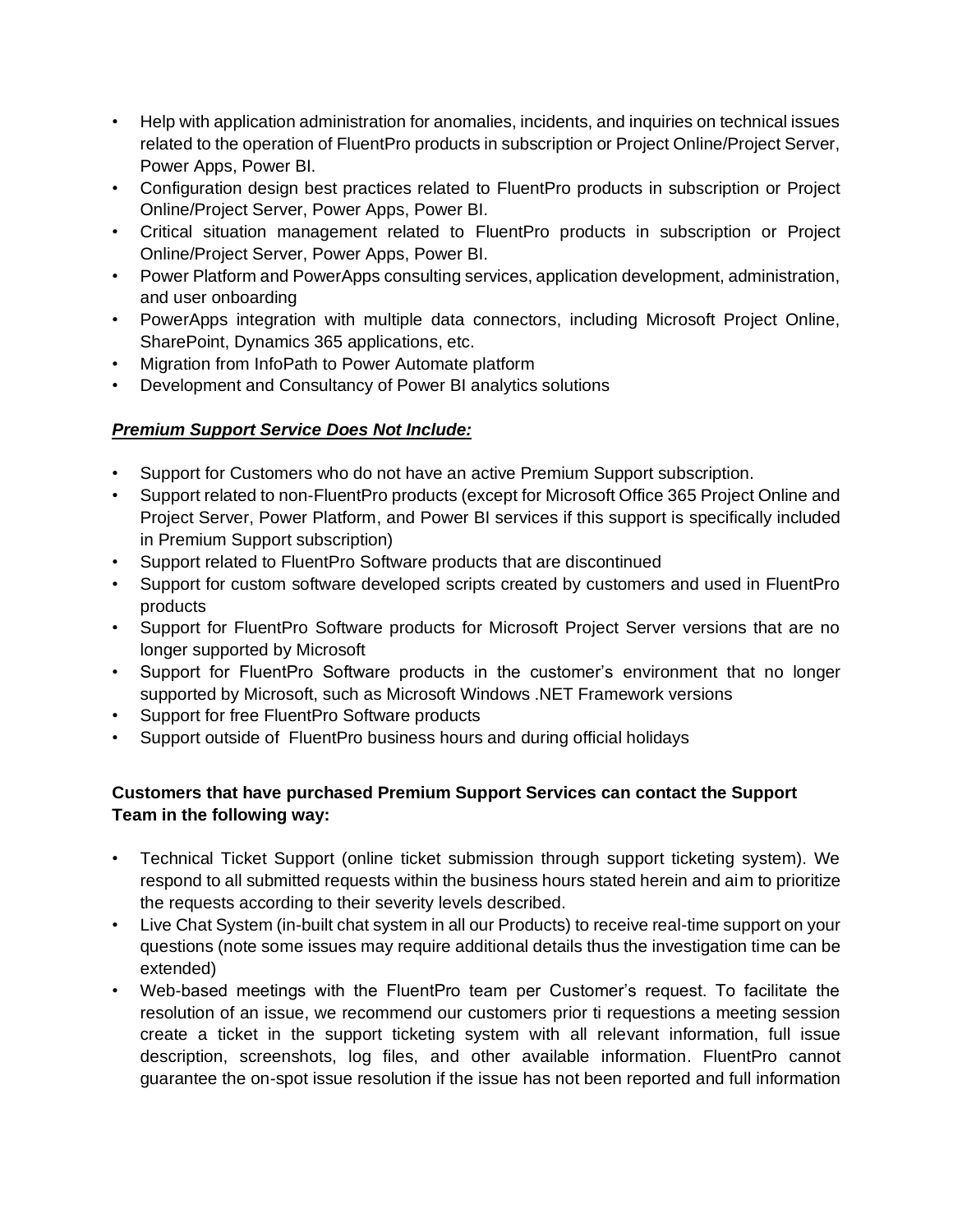- Help with application administration for anomalies, incidents, and inquiries on technical issues related to the operation of FluentPro products in subscription or Project Online/Project Server, Power Apps, Power BI.
- Configuration design best practices related to FluentPro products in subscription or Project Online/Project Server, Power Apps, Power BI.
- Critical situation management related to FluentPro products in subscription or Project Online/Project Server, Power Apps, Power BI.
- Power Platform and PowerApps consulting services, application development, administration, and user onboarding
- PowerApps integration with multiple data connectors, including Microsoft Project Online, SharePoint, Dynamics 365 applications, etc.
- Migration from InfoPath to Power Automate platform
- Development and Consultancy of Power BI analytics solutions

***<u>Premium Support Service Does Not Include:</u>***

- Support for Customers who do not have an active Premium Support subscription.
- Support related to non-FluentPro products (except for Microsoft Office 365 Project Online and Project Server, Power Platform, and Power BI services if this support is specifically included in Premium Support subscription)
- Support related to FluentPro Software products that are discontinued
- Support for custom software developed scripts created by customers and used in FluentPro products
- Support for FluentPro Software products for Microsoft Project Server versions that are no longer supported by Microsoft
- Support for FluentPro Software products in the customer's environment that no longer supported by Microsoft, such as Microsoft Windows .NET Framework versions
- Support for free FluentPro Software products
- Support outside of FluentPro business hours and during official holidays

**Customers that have purchased Premium Support Services can contact the Support Team in the following way:**

- Technical Ticket Support (online ticket submission through support ticketing system). We respond to all submitted requests within the business hours stated herein and aim to prioritize the requests according to their severity levels described.
- Live Chat System (in-built chat system in all our Products) to receive real-time support on your questions (note some issues may require additional details thus the investigation time can be extended)
- Web-based meetings with the FluentPro team per Customer's request. To facilitate the resolution of an issue, we recommend our customers prior ti requestions a meeting session create a ticket in the support ticketing system with all relevant information, full issue description, screenshots, log files, and other available information. FluentPro cannot guarantee the on-spot issue resolution if the issue has not been reported and full information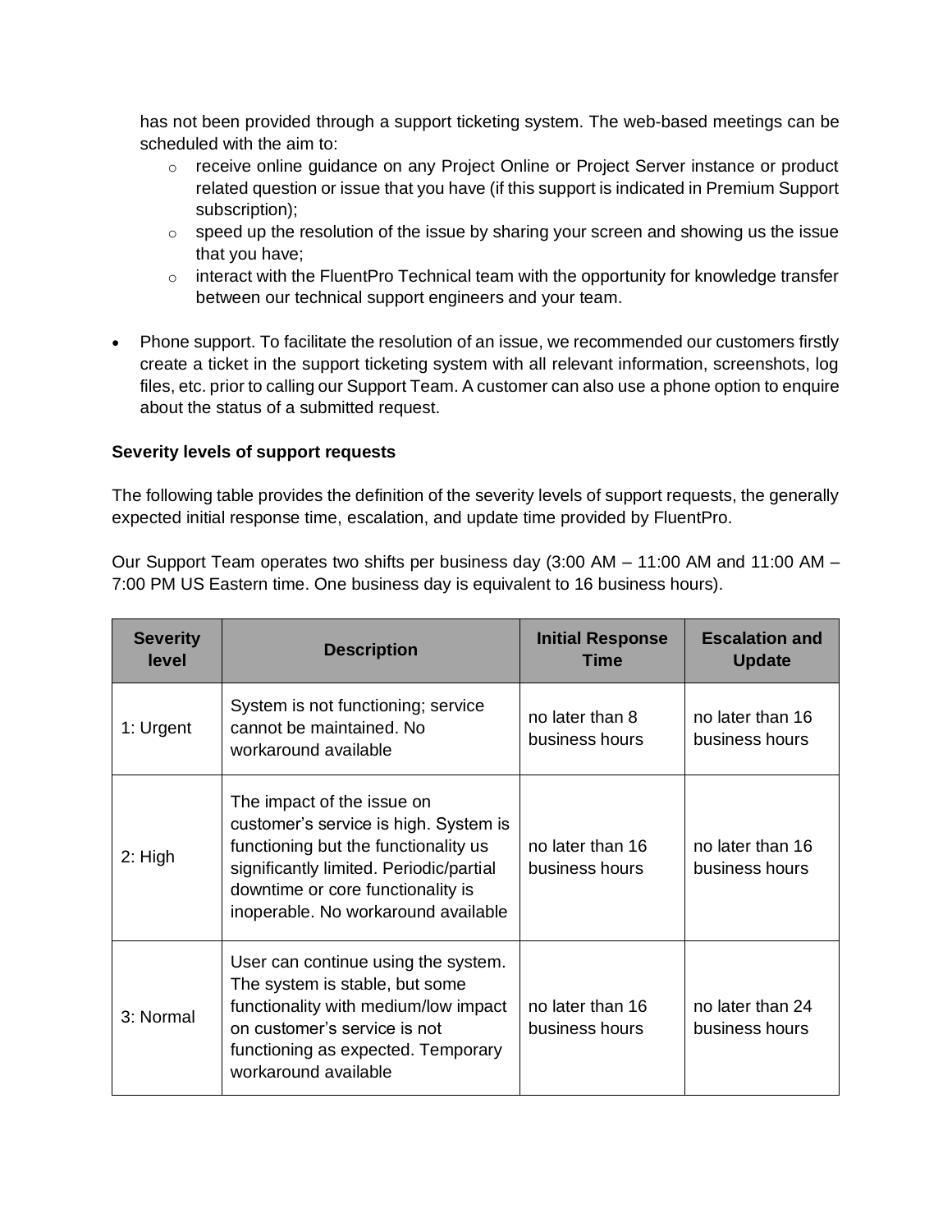has not been provided through a support ticketing system. The web-based meetings can be scheduled with the aim to:

  - receive online guidance on any Project Online or Project Server instance or product related question or issue that you have (if this support is indicated in Premium Support subscription);
  - speed up the resolution of the issue by sharing your screen and showing us the issue that you have;
  - interact with the FluentPro Technical team with the opportunity for knowledge transfer between our technical support engineers and your team.

- Phone support. To facilitate the resolution of an issue, we recommended our customers firstly create a ticket in the support ticketing system with all relevant information, screenshots, log files, etc. prior to calling our Support Team. A customer can also use a phone option to enquire about the status of a submitted request.

**Severity levels of support requests**

The following table provides the definition of the severity levels of support requests, the generally expected initial response time, escalation, and update time provided by FluentPro.

Our Support Team operates two shifts per business day (3:00 AM – 11:00 AM and 11:00 AM – 7:00 PM US Eastern time. One business day is equivalent to 16 business hours).

| Severity level | Description | Initial Response Time | Escalation and Update |
| --- | --- | --- | --- |
| 1: Urgent | System is not functioning; service cannot be maintained. No workaround available | no later than 8 business hours | no later than 16 business hours |
| 2: High | The impact of the issue on customer's service is high. System is functioning but the functionality us significantly limited. Periodic/partial downtime or core functionality is inoperable. No workaround available | no later than 16 business hours | no later than 16 business hours |
| 3: Normal | User can continue using the system. The system is stable, but some functionality with medium/low impact on customer's service is not functioning as expected. Temporary workaround available | no later than 16 business hours | no later than 24 business hours |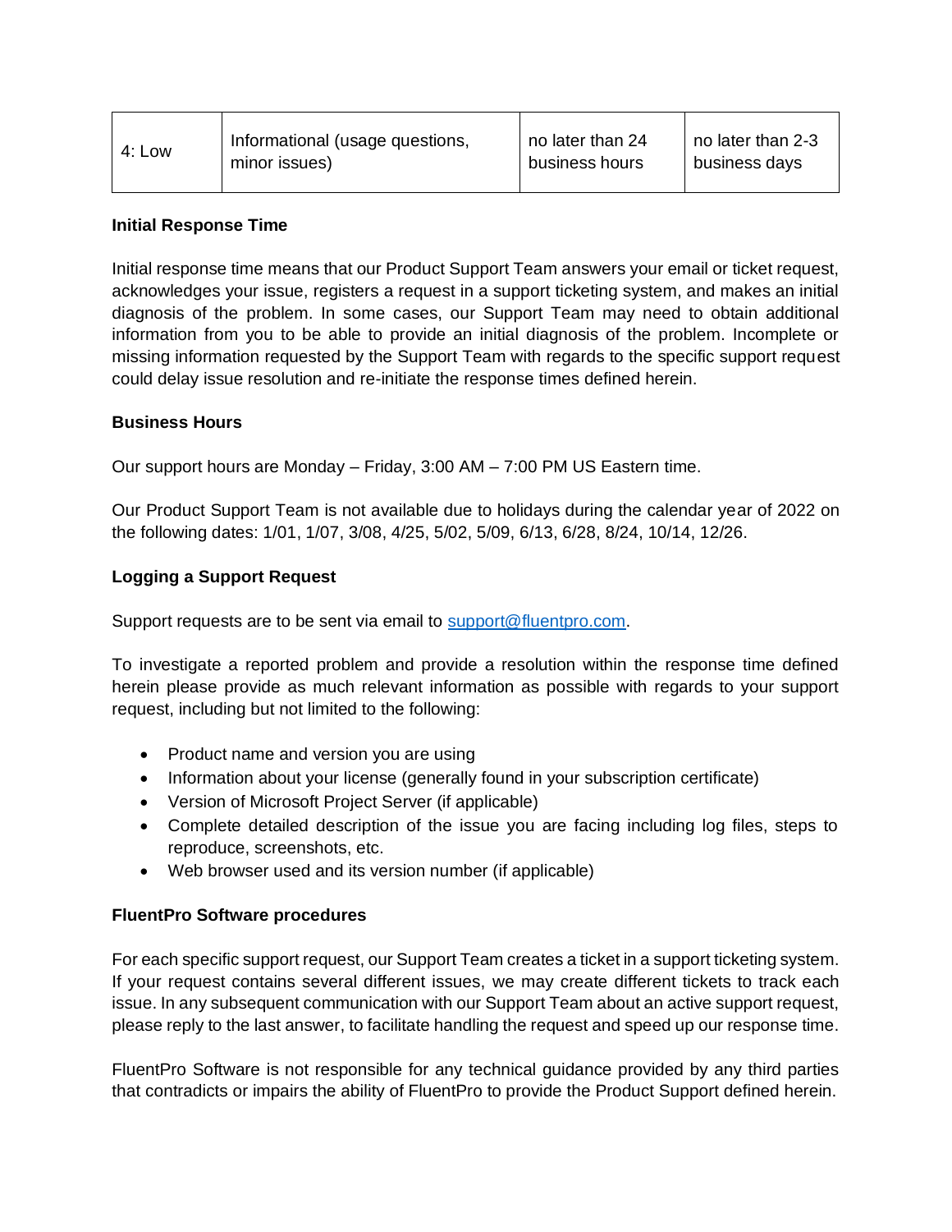| | | | |
|---|---|---|---|
| 4: Low | Informational (usage questions, minor issues) | no later than 24 business hours | no later than 2-3 business days |

**Initial Response Time**

Initial response time means that our Product Support Team answers your email or ticket request, acknowledges your issue, registers a request in a support ticketing system, and makes an initial diagnosis of the problem. In some cases, our Support Team may need to obtain additional information from you to be able to provide an initial diagnosis of the problem. Incomplete or missing information requested by the Support Team with regards to the specific support request could delay issue resolution and re-initiate the response times defined herein.

**Business Hours**

Our support hours are Monday – Friday, 3:00 AM – 7:00 PM US Eastern time.

Our Product Support Team is not available due to holidays during the calendar year of 2022 on the following dates: 1/01, 1/07, 3/08, 4/25, 5/02, 5/09, 6/13, 6/28, 8/24, 10/14, 12/26.

**Logging a Support Request**

Support requests are to be sent via email to support@fluentpro.com.

To investigate a reported problem and provide a resolution within the response time defined herein please provide as much relevant information as possible with regards to your support request, including but not limited to the following:

- Product name and version you are using
- Information about your license (generally found in your subscription certificate)
- Version of Microsoft Project Server (if applicable)
- Complete detailed description of the issue you are facing including log files, steps to reproduce, screenshots, etc.
- Web browser used and its version number (if applicable)

**FluentPro Software procedures**

For each specific support request, our Support Team creates a ticket in a support ticketing system. If your request contains several different issues, we may create different tickets to track each issue. In any subsequent communication with our Support Team about an active support request, please reply to the last answer, to facilitate handling the request and speed up our response time.

FluentPro Software is not responsible for any technical guidance provided by any third parties that contradicts or impairs the ability of FluentPro to provide the Product Support defined herein.